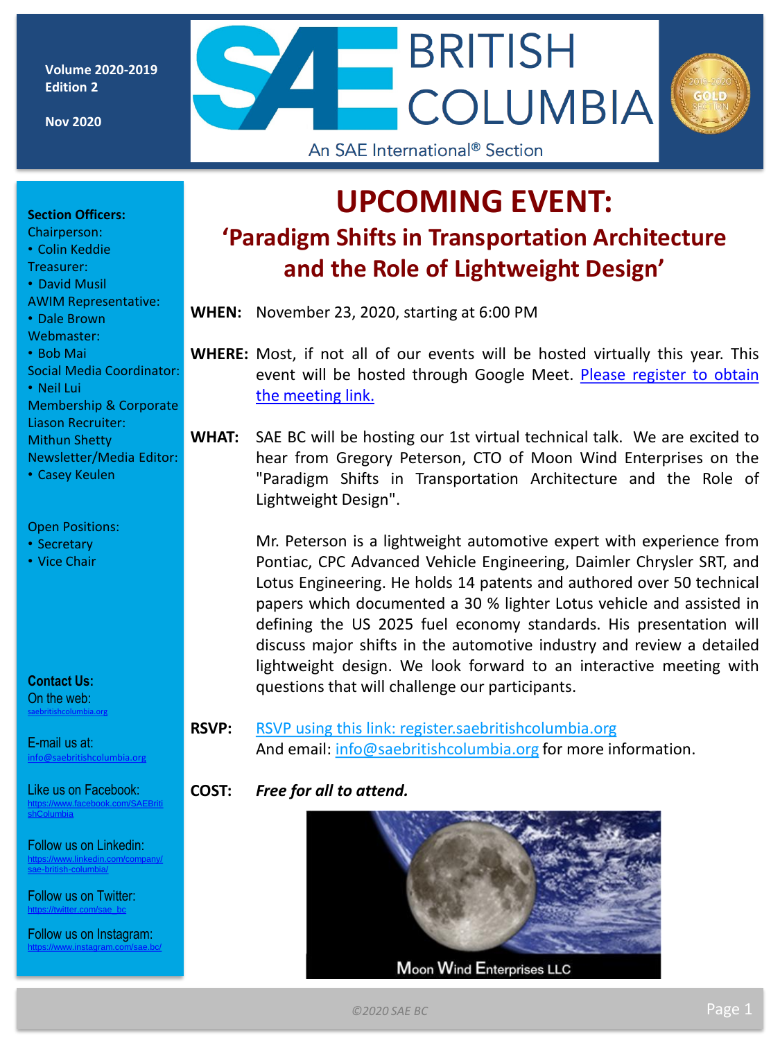Volume 2020-2019
Edition 2

Nov 2020

# SAE BRITISH COLUMBIA

An SAE International® Section

2019-2020 GOLD SECTION

**Section Officers:**

Chairperson:
- Colin Keddie

Treasurer:
- David Musil

AWIM Representative:
- Dale Brown

Webmaster:
- Bob Mai

Social Media Coordinator:
- Neil Lui

Membership & Corporate Liason Recruiter:
Mithun Shetty

Newsletter/Media Editor:
- Casey Keulen

Open Positions:
- Secretary
- Vice Chair

**Contact Us:**

On the web:
saebritishcolumbia.org

E-mail us at:
info@saebritishcolumbia.org

Like us on Facebook:
https://www.facebook.com/SAEBritishColumbia

Follow us on Linkedin:
https://www.linkedin.com/company/sae-british-columbia/

Follow us on Twitter:
https://twitter.com/sae_bc

Follow us on Instagram:
https://www.instagram.com/sae.bc/

# UPCOMING EVENT:

## 'Paradigm Shifts in Transportation Architecture and the Role of Lightweight Design'

**WHEN:** November 23, 2020, starting at 6:00 PM

**WHERE:** Most, if not all of our events will be hosted virtually this year. This event will be hosted through Google Meet. Please register to obtain the meeting link.

**WHAT:** SAE BC will be hosting our 1st virtual technical talk. We are excited to hear from Gregory Peterson, CTO of Moon Wind Enterprises on the "Paradigm Shifts in Transportation Architecture and the Role of Lightweight Design".

Mr. Peterson is a lightweight automotive expert with experience from Pontiac, CPC Advanced Vehicle Engineering, Daimler Chrysler SRT, and Lotus Engineering. He holds 14 patents and authored over 50 technical papers which documented a 30 % lighter Lotus vehicle and assisted in defining the US 2025 fuel economy standards. His presentation will discuss major shifts in the automotive industry and review a detailed lightweight design. We look forward to an interactive meeting with questions that will challenge our participants.

**RSVP:** RSVP using this link: register.saebritishcolumbia.org
And email: info@saebritishcolumbia.org for more information.

**COST:** ***Free for all to attend.***

Moon Wind Enterprises LLC

©2020 SAE BC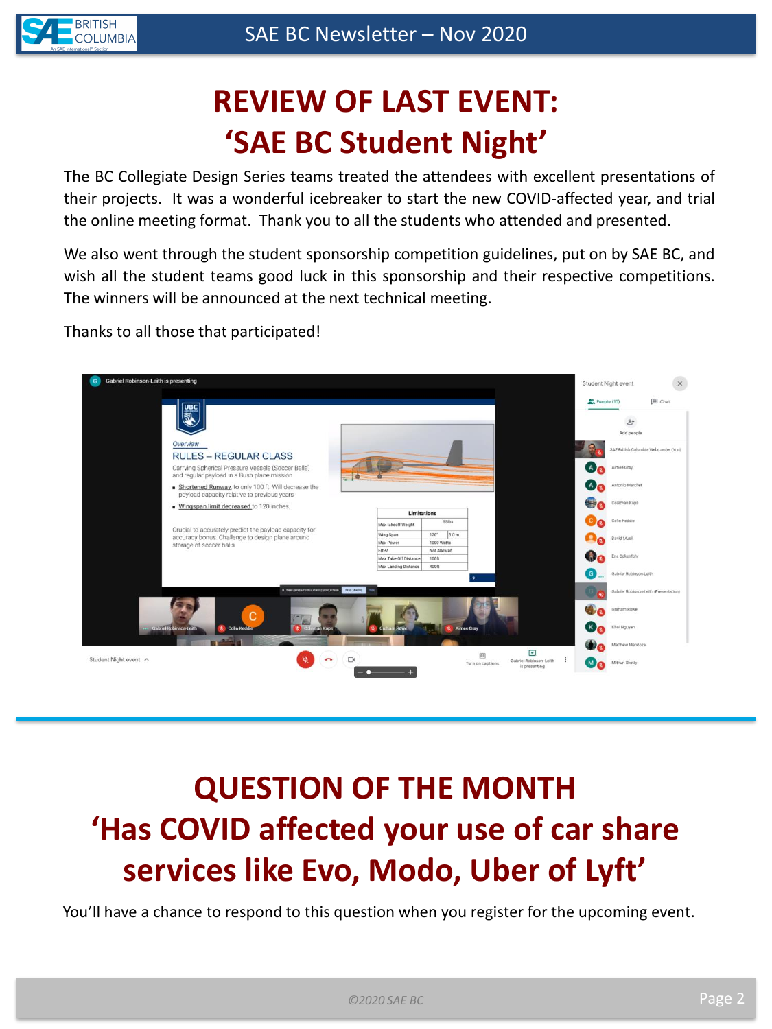# REVIEW OF LAST EVENT: 'SAE BC Student Night'

The BC Collegiate Design Series teams treated the attendees with excellent presentations of their projects. It was a wonderful icebreaker to start the new COVID-affected year, and trial the online meeting format. Thank you to all the students who attended and presented.

We also went through the student sponsorship competition guidelines, put on by SAE BC, and wish all the student teams good luck in this sponsorship and their respective competitions. The winners will be announced at the next technical meeting.

Thanks to all those that participated!

---

# QUESTION OF THE MONTH

## 'Has COVID affected your use of car share services like Evo, Modo, Uber of Lyft'

You'll have a chance to respond to this question when you register for the upcoming event.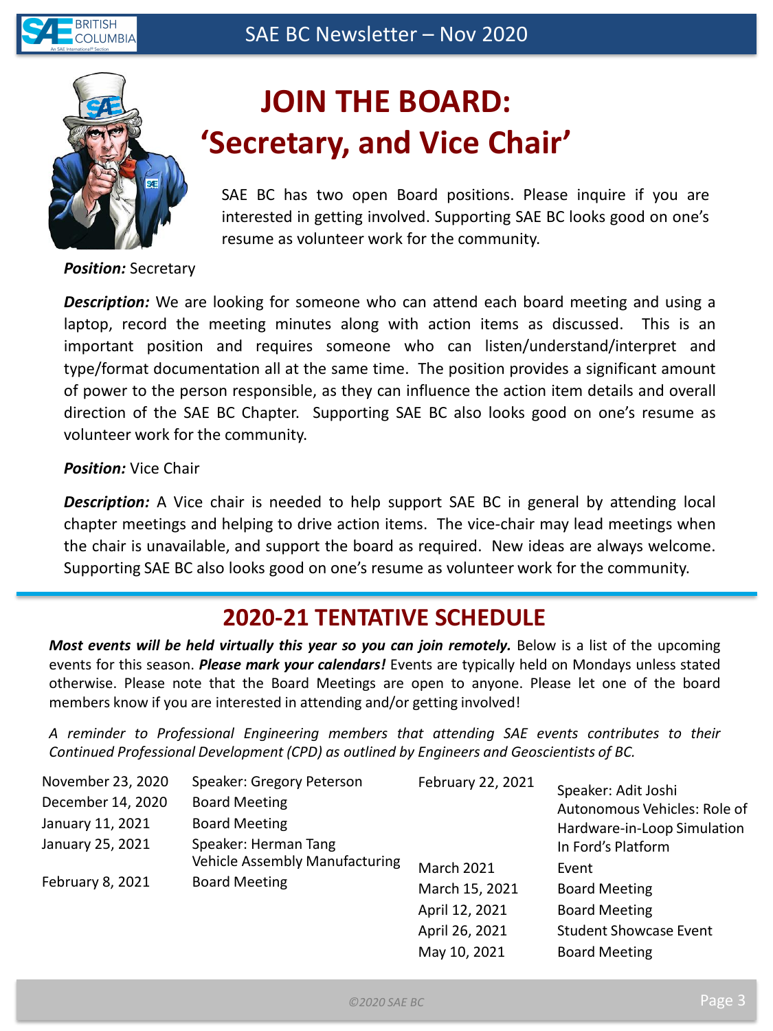# JOIN THE BOARD: 'Secretary, and Vice Chair'

SAE BC has two open Board positions. Please inquire if you are interested in getting involved. Supporting SAE BC looks good on one's resume as volunteer work for the community.

***Position:*** Secretary

***Description:*** We are looking for someone who can attend each board meeting and using a laptop, record the meeting minutes along with action items as discussed. This is an important position and requires someone who can listen/understand/interpret and type/format documentation all at the same time. The position provides a significant amount of power to the person responsible, as they can influence the action item details and overall direction of the SAE BC Chapter. Supporting SAE BC also looks good on one's resume as volunteer work for the community.

***Position:*** Vice Chair

***Description:*** A Vice chair is needed to help support SAE BC in general by attending local chapter meetings and helping to drive action items. The vice-chair may lead meetings when the chair is unavailable, and support the board as required. New ideas are always welcome. Supporting SAE BC also looks good on one's resume as volunteer work for the community.

## 2020-21 TENTATIVE SCHEDULE

***Most events will be held virtually this year so you can join remotely.*** Below is a list of the upcoming events for this season. ***Please mark your calendars!*** Events are typically held on Mondays unless stated otherwise. Please note that the Board Meetings are open to anyone. Please let one of the board members know if you are interested in attending and/or getting involved!

*A reminder to Professional Engineering members that attending SAE events contributes to their Continued Professional Development (CPD) as outlined by Engineers and Geoscientists of BC.*

| Date | Event |
|---|---|
| November 23, 2020 | Speaker: Gregory Peterson |
| December 14, 2020 | Board Meeting |
| January 11, 2021 | Board Meeting |
| January 25, 2021 | Speaker: Herman Tang<br>Vehicle Assembly Manufacturing |
| February 8, 2021 | Board Meeting |
| February 22, 2021 | Speaker: Adit Joshi<br>Autonomous Vehicles: Role of Hardware-in-Loop Simulation In Ford's Platform |
| March 2021 | Event |
| March 15, 2021 | Board Meeting |
| April 12, 2021 | Board Meeting |
| April 26, 2021 | Student Showcase Event |
| May 10, 2021 | Board Meeting |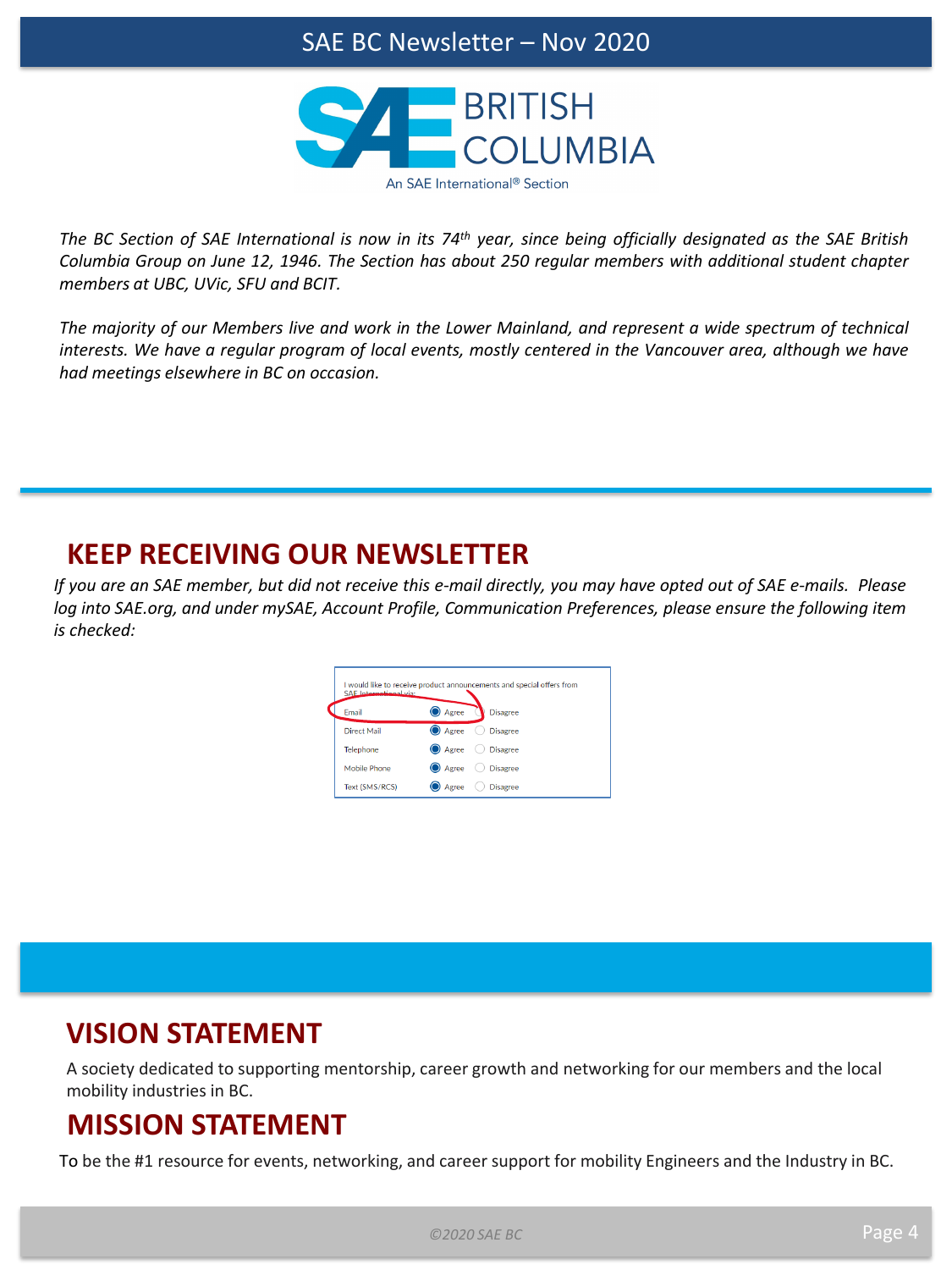The BC Section of SAE International is now in its 74th year, since being officially designated as the SAE British Columbia Group on June 12, 1946. The Section has about 250 regular members with additional student chapter members at UBC, UVic, SFU and BCIT.

*The majority of our Members live and work in the Lower Mainland, and represent a wide spectrum of technical interests. We have a regular program of local events, mostly centered in the Vancouver area, although we have had meetings elsewhere in BC on occasion.*

## KEEP RECEIVING OUR NEWSLETTER

*If you are an SAE member, but did not receive this e-mail directly, you may have opted out of SAE e-mails. Please log into SAE.org, and under mySAE, Account Profile, Communication Preferences, please ensure the following item is checked:*

I would like to receive product announcements and special offers from SAE International via:

| | | |
|---|---|---|
| Email | Agree | Disagree |
| Direct Mail | Agree | Disagree |
| Telephone | Agree | Disagree |
| Mobile Phone | Agree | Disagree |
| Text (SMS/RCS) | Agree | Disagree |

## VISION STATEMENT

A society dedicated to supporting mentorship, career growth and networking for our members and the local mobility industries in BC.

## MISSION STATEMENT

To be the #1 resource for events, networking, and career support for mobility Engineers and the Industry in BC.